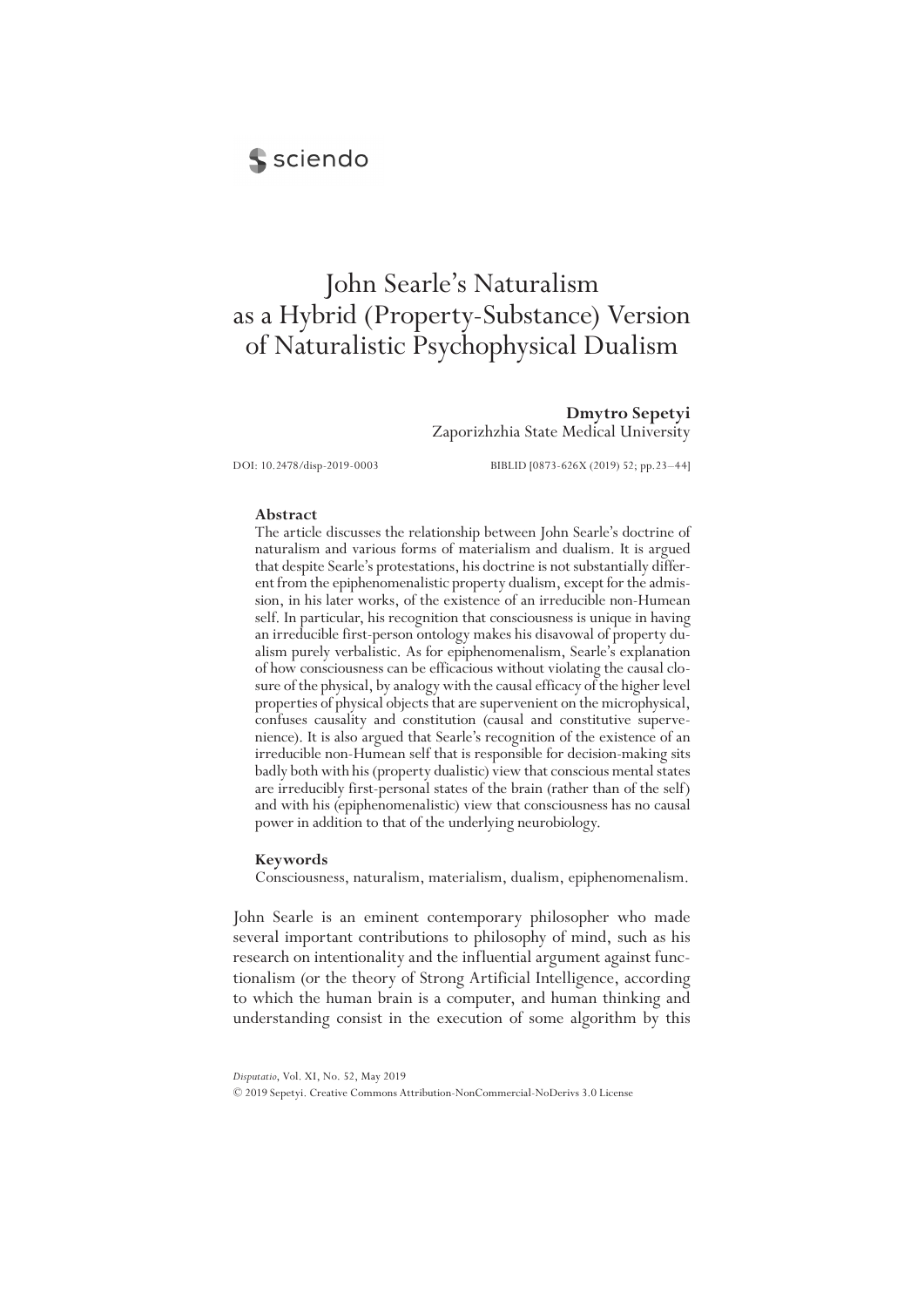sciendo

# John Searle's Naturalism as a Hybrid (Property-Substance) Version of Naturalistic Psychophysical Dualism

**Dmytro Sepetyi**
Zaporizhzhia State Medical University

DOI: 10.2478/disp-2019-0003 BIBLID [0873-626X (2019) 52; pp.23–44]

### Abstract

The article discusses the relationship between John Searle's doctrine of naturalism and various forms of materialism and dualism. It is argued that despite Searle's protestations, his doctrine is not substantially different from the epiphenomenalistic property dualism, except for the admission, in his later works, of the existence of an irreducible non-Humean self. In particular, his recognition that consciousness is unique in having an irreducible first-person ontology makes his disavowal of property dualism purely verbalistic. As for epiphenomenalism, Searle's explanation of how consciousness can be efficacious without violating the causal closure of the physical, by analogy with the causal efficacy of the higher level properties of physical objects that are supervenient on the microphysical, confuses causality and constitution (causal and constitutive supervenience). It is also argued that Searle's recognition of the existence of an irreducible non-Humean self that is responsible for decision-making sits badly both with his (property dualistic) view that conscious mental states are irreducibly first-personal states of the brain (rather than of the self) and with his (epiphenomenalistic) view that consciousness has no causal power in addition to that of the underlying neurobiology.

### Keywords

Consciousness, naturalism, materialism, dualism, epiphenomenalism.

John Searle is an eminent contemporary philosopher who made several important contributions to philosophy of mind, such as his research on intentionality and the influential argument against functionalism (or the theory of Strong Artificial Intelligence, according to which the human brain is a computer, and human thinking and understanding consist in the execution of some algorithm by this

*Disputatio*, Vol. XI, No. 52, May 2019
© 2019 Sepetyi. Creative Commons Attribution-NonCommercial-NoDerivs 3.0 License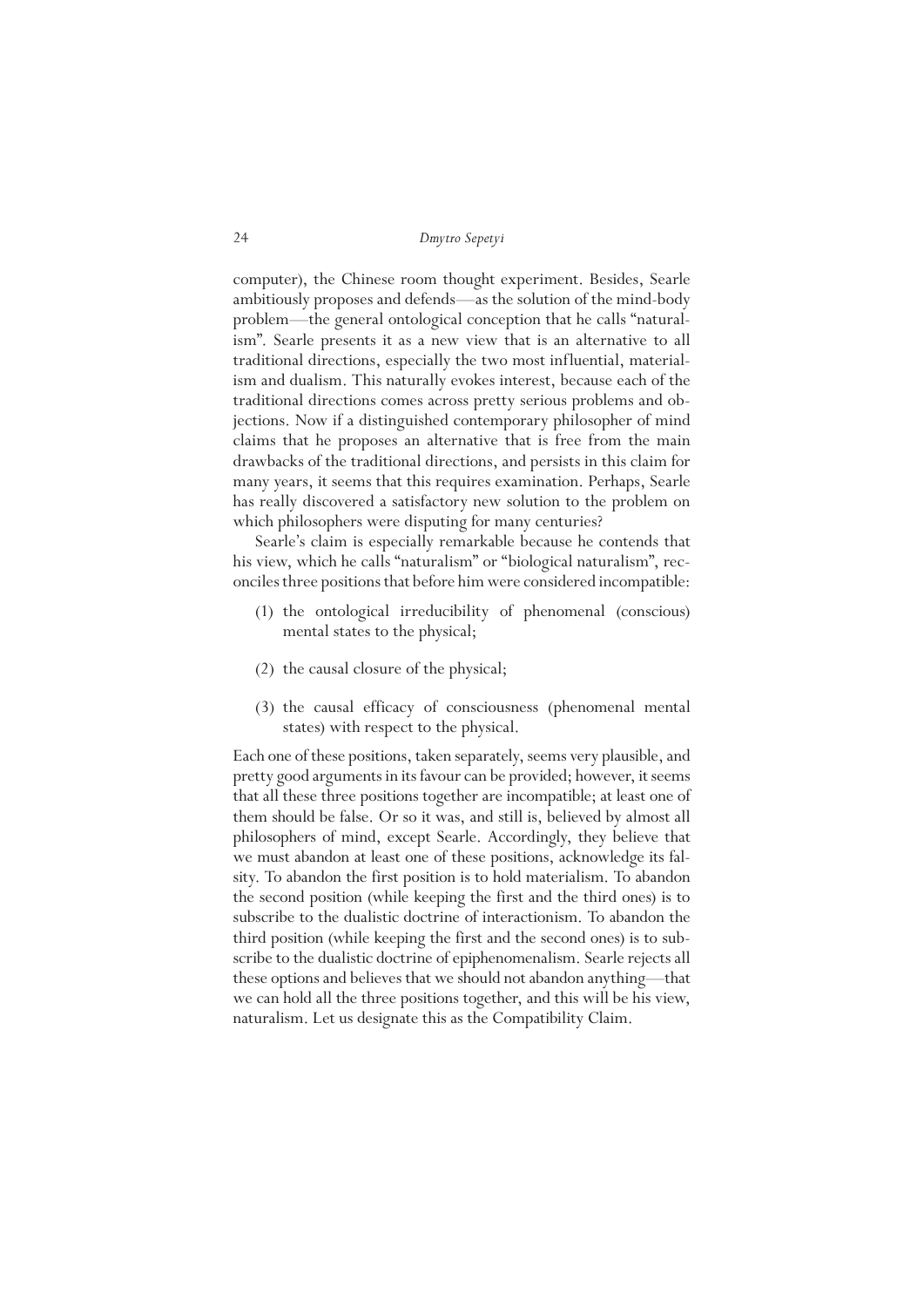computer), the Chinese room thought experiment. Besides, Searle ambitiously proposes and defends—as the solution of the mind-body problem—the general ontological conception that he calls "naturalism". Searle presents it as a new view that is an alternative to all traditional directions, especially the two most influential, materialism and dualism. This naturally evokes interest, because each of the traditional directions comes across pretty serious problems and objections. Now if a distinguished contemporary philosopher of mind claims that he proposes an alternative that is free from the main drawbacks of the traditional directions, and persists in this claim for many years, it seems that this requires examination. Perhaps, Searle has really discovered a satisfactory new solution to the problem on which philosophers were disputing for many centuries?

Searle's claim is especially remarkable because he contends that his view, which he calls "naturalism" or "biological naturalism", reconciles three positions that before him were considered incompatible:

(1) the ontological irreducibility of phenomenal (conscious) mental states to the physical;

(2) the causal closure of the physical;

(3) the causal efficacy of consciousness (phenomenal mental states) with respect to the physical.

Each one of these positions, taken separately, seems very plausible, and pretty good arguments in its favour can be provided; however, it seems that all these three positions together are incompatible; at least one of them should be false. Or so it was, and still is, believed by almost all philosophers of mind, except Searle. Accordingly, they believe that we must abandon at least one of these positions, acknowledge its falsity. To abandon the first position is to hold materialism. To abandon the second position (while keeping the first and the third ones) is to subscribe to the dualistic doctrine of interactionism. To abandon the third position (while keeping the first and the second ones) is to subscribe to the dualistic doctrine of epiphenomenalism. Searle rejects all these options and believes that we should not abandon anything—that we can hold all the three positions together, and this will be his view, naturalism. Let us designate this as the Compatibility Claim.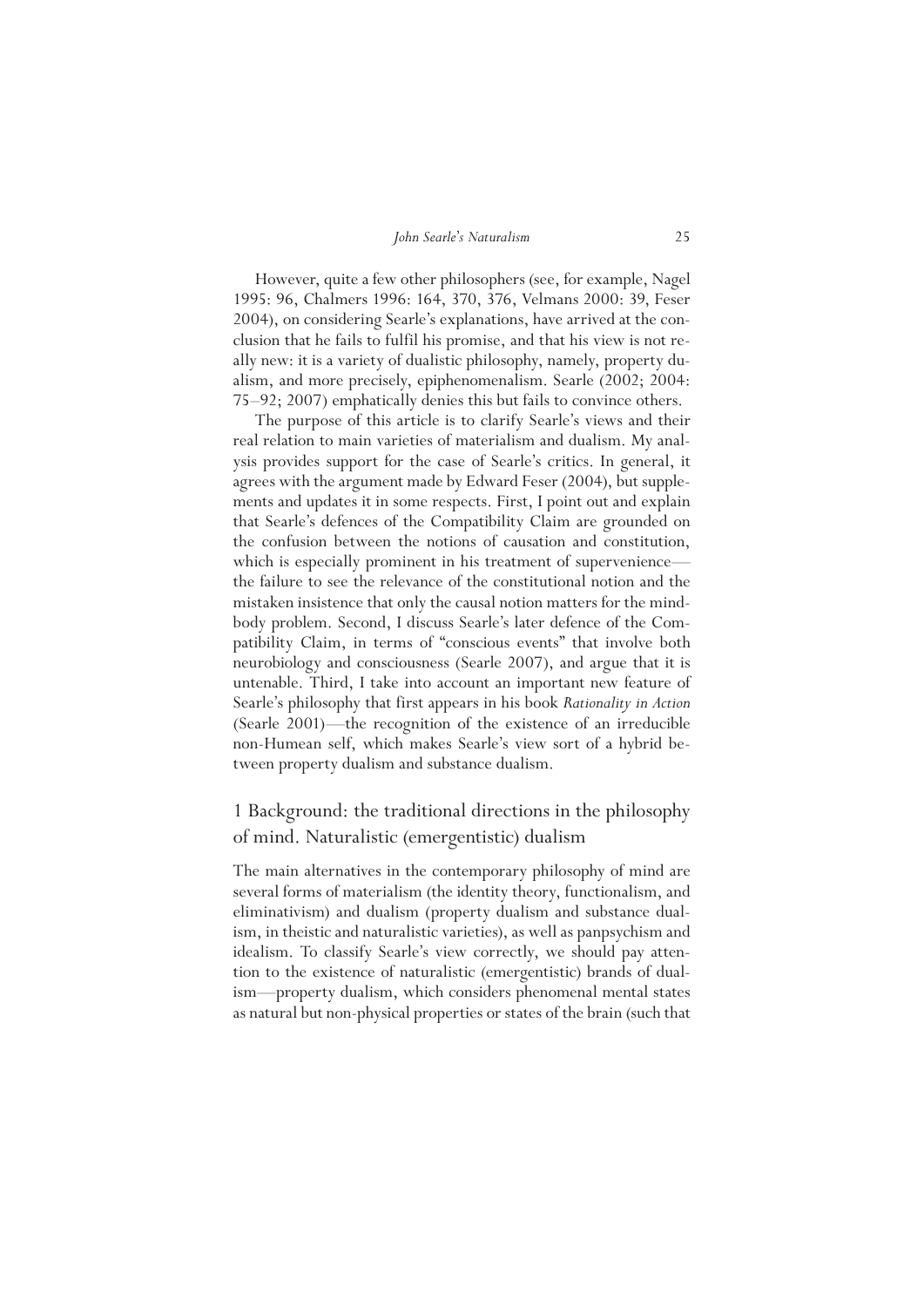However, quite a few other philosophers (see, for example, Nagel 1995: 96, Chalmers 1996: 164, 370, 376, Velmans 2000: 39, Feser 2004), on considering Searle's explanations, have arrived at the conclusion that he fails to fulfil his promise, and that his view is not really new: it is a variety of dualistic philosophy, namely, property dualism, and more precisely, epiphenomenalism. Searle (2002; 2004: 75–92; 2007) emphatically denies this but fails to convince others.

The purpose of this article is to clarify Searle's views and their real relation to main varieties of materialism and dualism. My analysis provides support for the case of Searle's critics. In general, it agrees with the argument made by Edward Feser (2004), but supplements and updates it in some respects. First, I point out and explain that Searle's defences of the Compatibility Claim are grounded on the confusion between the notions of causation and constitution, which is especially prominent in his treatment of supervenience—the failure to see the relevance of the constitutional notion and the mistaken insistence that only the causal notion matters for the mind-body problem. Second, I discuss Searle's later defence of the Compatibility Claim, in terms of "conscious events" that involve both neurobiology and consciousness (Searle 2007), and argue that it is untenable. Third, I take into account an important new feature of Searle's philosophy that first appears in his book *Rationality in Action* (Searle 2001)—the recognition of the existence of an irreducible non-Humean self, which makes Searle's view sort of a hybrid between property dualism and substance dualism.

## 1 Background: the traditional directions in the philosophy of mind. Naturalistic (emergentistic) dualism

The main alternatives in the contemporary philosophy of mind are several forms of materialism (the identity theory, functionalism, and eliminativism) and dualism (property dualism and substance dualism, in theistic and naturalistic varieties), as well as panpsychism and idealism. To classify Searle's view correctly, we should pay attention to the existence of naturalistic (emergentistic) brands of dualism—property dualism, which considers phenomenal mental states as natural but non-physical properties or states of the brain (such that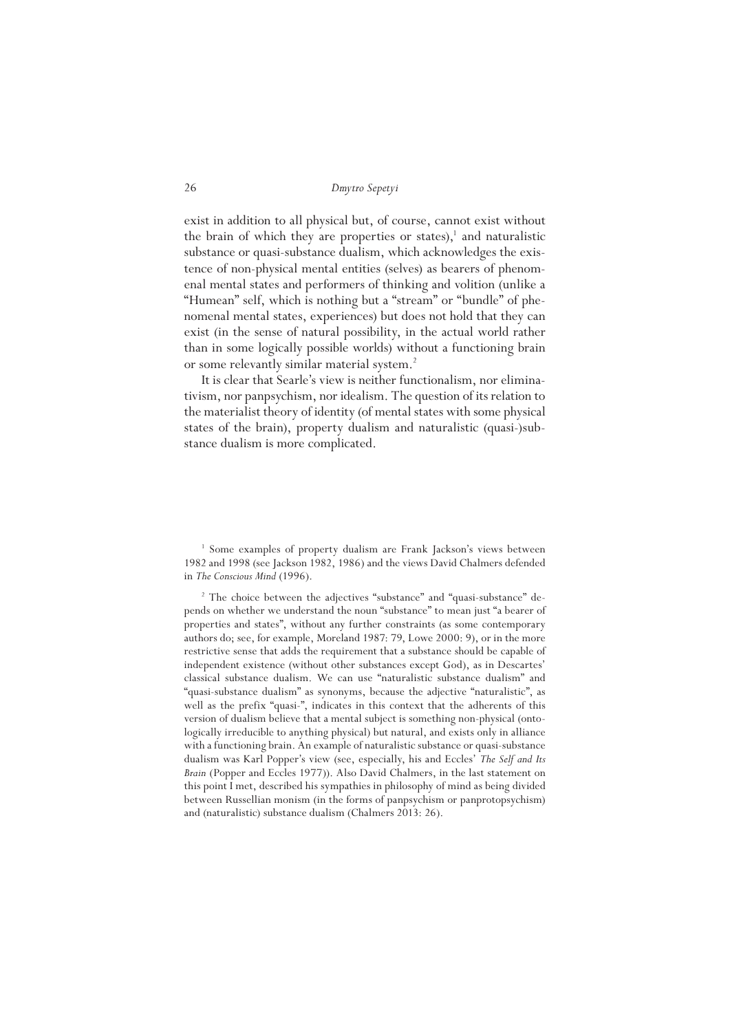exist in addition to all physical but, of course, cannot exist without the brain of which they are properties or states),[1] and naturalistic substance or quasi-substance dualism, which acknowledges the existence of non-physical mental entities (selves) as bearers of phenomenal mental states and performers of thinking and volition (unlike a "Humean" self, which is nothing but a "stream" or "bundle" of phenomenal mental states, experiences) but does not hold that they can exist (in the sense of natural possibility, in the actual world rather than in some logically possible worlds) without a functioning brain or some relevantly similar material system.[2]

It is clear that Searle's view is neither functionalism, nor eliminativism, nor panpsychism, nor idealism. The question of its relation to the materialist theory of identity (of mental states with some physical states of the brain), property dualism and naturalistic (quasi-)substance dualism is more complicated.

[1] Some examples of property dualism are Frank Jackson's views between 1982 and 1998 (see Jackson 1982, 1986) and the views David Chalmers defended in *The Conscious Mind* (1996).

[2] The choice between the adjectives "substance" and "quasi-substance" depends on whether we understand the noun "substance" to mean just "a bearer of properties and states", without any further constraints (as some contemporary authors do; see, for example, Moreland 1987: 79, Lowe 2000: 9), or in the more restrictive sense that adds the requirement that a substance should be capable of independent existence (without other substances except God), as in Descartes' classical substance dualism. We can use "naturalistic substance dualism" and "quasi-substance dualism" as synonyms, because the adjective "naturalistic", as well as the prefix "quasi-", indicates in this context that the adherents of this version of dualism believe that a mental subject is something non-physical (ontologically irreducible to anything physical) but natural, and exists only in alliance with a functioning brain. An example of naturalistic substance or quasi-substance dualism was Karl Popper's view (see, especially, his and Eccles' *The Self and Its Brain* (Popper and Eccles 1977)). Also David Chalmers, in the last statement on this point I met, described his sympathies in philosophy of mind as being divided between Russellian monism (in the forms of panpsychism or panprotopsychism) and (naturalistic) substance dualism (Chalmers 2013: 26).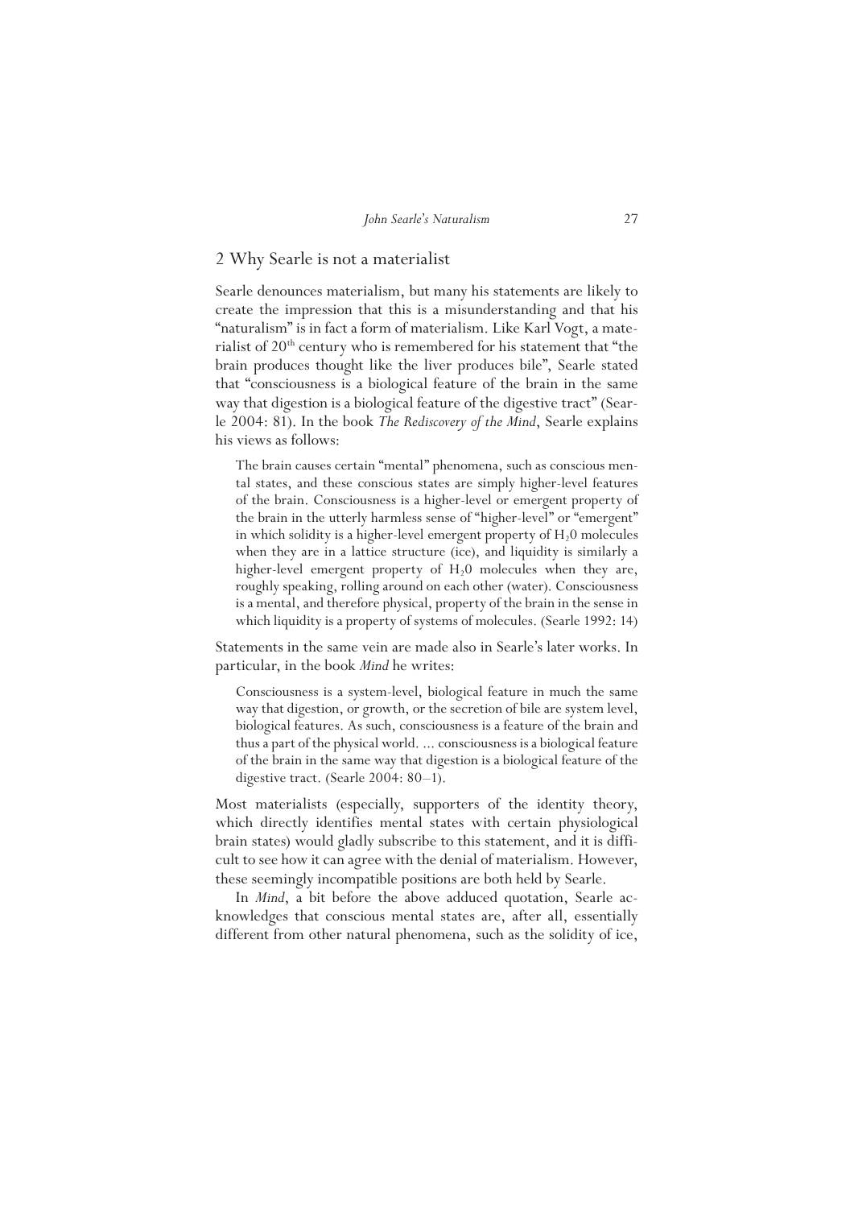## 2 Why Searle is not a materialist

Searle denounces materialism, but many his statements are likely to create the impression that this is a misunderstanding and that his "naturalism" is in fact a form of materialism. Like Karl Vogt, a materialist of 20th century who is remembered for his statement that "the brain produces thought like the liver produces bile", Searle stated that "consciousness is a biological feature of the brain in the same way that digestion is a biological feature of the digestive tract" (Searle 2004: 81). In the book *The Rediscovery of the Mind*, Searle explains his views as follows:

> The brain causes certain "mental" phenomena, such as conscious mental states, and these conscious states are simply higher-level features of the brain. Consciousness is a higher-level or emergent property of the brain in the utterly harmless sense of "higher-level" or "emergent" in which solidity is a higher-level emergent property of $H_2 0$ molecules when they are in a lattice structure (ice), and liquidity is similarly a higher-level emergent property of $H_2 0$ molecules when they are, roughly speaking, rolling around on each other (water). Consciousness is a mental, and therefore physical, property of the brain in the sense in which liquidity is a property of systems of molecules. (Searle 1992: 14)

Statements in the same vein are made also in Searle's later works. In particular, in the book *Mind* he writes:

> Consciousness is a system-level, biological feature in much the same way that digestion, or growth, or the secretion of bile are system level, biological features. As such, consciousness is a feature of the brain and thus a part of the physical world. ... consciousness is a biological feature of the brain in the same way that digestion is a biological feature of the digestive tract. (Searle 2004: 80–1).

Most materialists (especially, supporters of the identity theory, which directly identifies mental states with certain physiological brain states) would gladly subscribe to this statement, and it is difficult to see how it can agree with the denial of materialism. However, these seemingly incompatible positions are both held by Searle.

In *Mind*, a bit before the above adduced quotation, Searle acknowledges that conscious mental states are, after all, essentially different from other natural phenomena, such as the solidity of ice,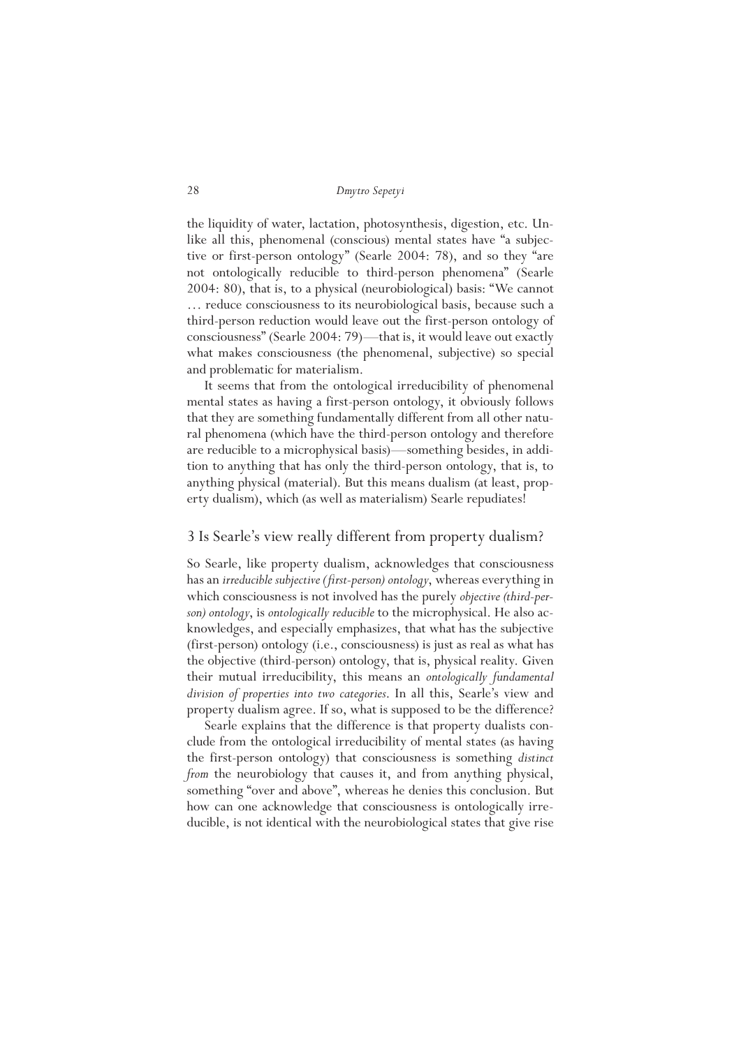the liquidity of water, lactation, photosynthesis, digestion, etc. Unlike all this, phenomenal (conscious) mental states have "a subjective or first-person ontology" (Searle 2004: 78), and so they "are not ontologically reducible to third-person phenomena" (Searle 2004: 80), that is, to a physical (neurobiological) basis: "We cannot … reduce consciousness to its neurobiological basis, because such a third-person reduction would leave out the first-person ontology of consciousness" (Searle 2004: 79)—that is, it would leave out exactly what makes consciousness (the phenomenal, subjective) so special and problematic for materialism.

It seems that from the ontological irreducibility of phenomenal mental states as having a first-person ontology, it obviously follows that they are something fundamentally different from all other natural phenomena (which have the third-person ontology and therefore are reducible to a microphysical basis)—something besides, in addition to anything that has only the third-person ontology, that is, to anything physical (material). But this means dualism (at least, property dualism), which (as well as materialism) Searle repudiates!

## 3 Is Searle's view really different from property dualism?

So Searle, like property dualism, acknowledges that consciousness has an *irreducible subjective (first-person) ontology*, whereas everything in which consciousness is not involved has the purely *objective (third-person) ontology*, is *ontologically reducible* to the microphysical. He also acknowledges, and especially emphasizes, that what has the subjective (first-person) ontology (i.e., consciousness) is just as real as what has the objective (third-person) ontology, that is, physical reality. Given their mutual irreducibility, this means an *ontologically fundamental division of properties into two categories*. In all this, Searle's view and property dualism agree. If so, what is supposed to be the difference?

Searle explains that the difference is that property dualists conclude from the ontological irreducibility of mental states (as having the first-person ontology) that consciousness is something *distinct from* the neurobiology that causes it, and from anything physical, something "over and above", whereas he denies this conclusion. But how can one acknowledge that consciousness is ontologically irreducible, is not identical with the neurobiological states that give rise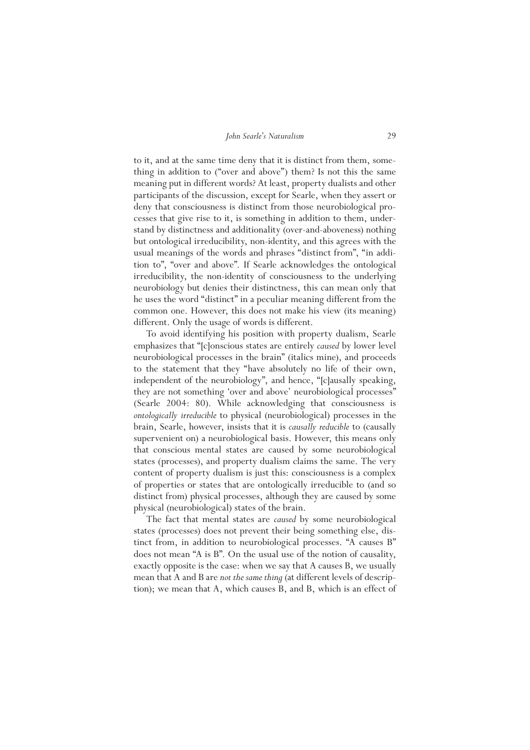to it, and at the same time deny that it is distinct from them, something in addition to ("over and above") them? Is not this the same meaning put in different words? At least, property dualists and other participants of the discussion, except for Searle, when they assert or deny that consciousness is distinct from those neurobiological processes that give rise to it, is something in addition to them, understand by distinctness and additionality (over-and-aboveness) nothing but ontological irreducibility, non-identity, and this agrees with the usual meanings of the words and phrases "distinct from", "in addition to", "over and above". If Searle acknowledges the ontological irreducibility, the non-identity of consciousness to the underlying neurobiology but denies their distinctness, this can mean only that he uses the word "distinct" in a peculiar meaning different from the common one. However, this does not make his view (its meaning) different. Only the usage of words is different.

To avoid identifying his position with property dualism, Searle emphasizes that "[c]onscious states are entirely *caused* by lower level neurobiological processes in the brain" (italics mine), and proceeds to the statement that they "have absolutely no life of their own, independent of the neurobiology", and hence, "[c]ausally speaking, they are not something 'over and above' neurobiological processes" (Searle 2004: 80). While acknowledging that consciousness is *ontologically irreducible* to physical (neurobiological) processes in the brain, Searle, however, insists that it is *causally reducible* to (causally supervenient on) a neurobiological basis. However, this means only that conscious mental states are caused by some neurobiological states (processes), and property dualism claims the same. The very content of property dualism is just this: consciousness is a complex of properties or states that are ontologically irreducible to (and so distinct from) physical processes, although they are caused by some physical (neurobiological) states of the brain.

The fact that mental states are *caused* by some neurobiological states (processes) does not prevent their being something else, distinct from, in addition to neurobiological processes. "A causes B" does not mean "A is B". On the usual use of the notion of causality, exactly opposite is the case: when we say that A causes B, we usually mean that A and B are *not the same thing* (at different levels of description); we mean that A, which causes B, and B, which is an effect of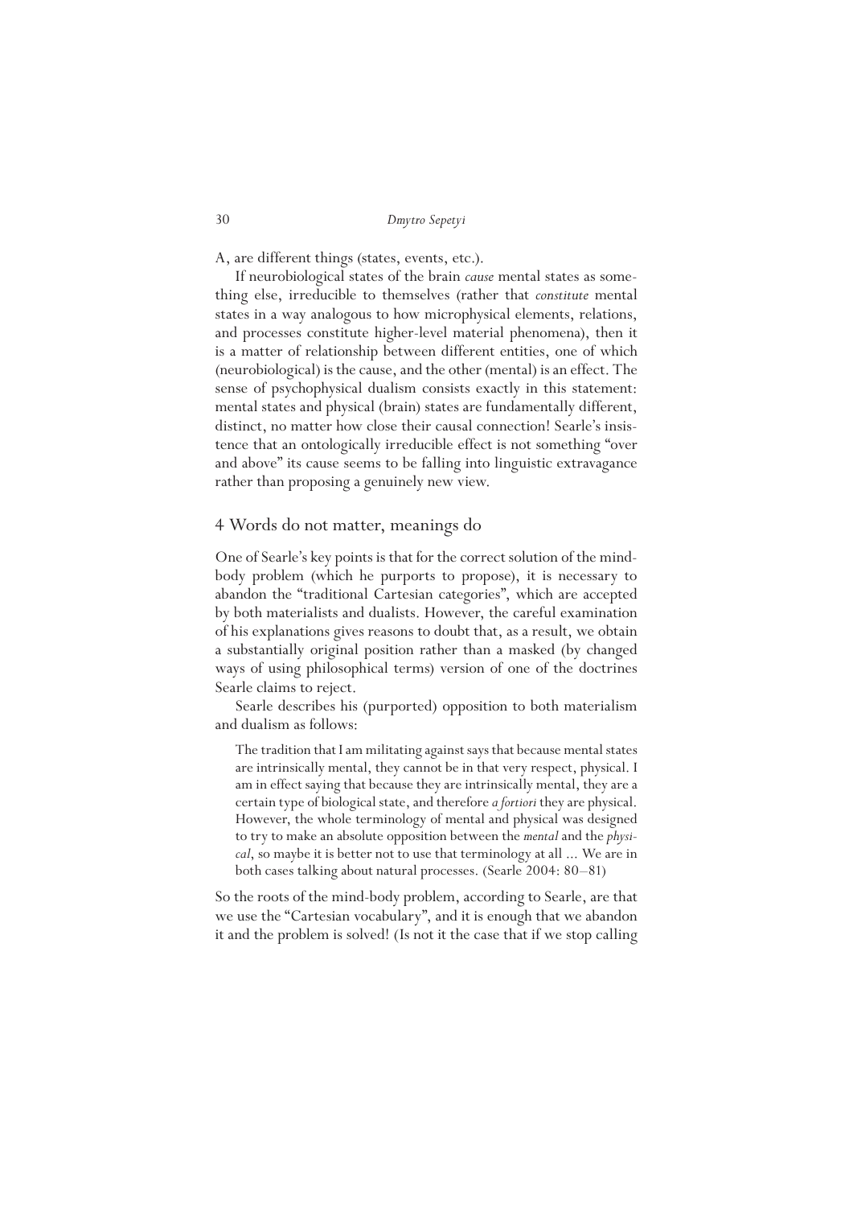A, are different things (states, events, etc.).

If neurobiological states of the brain *cause* mental states as something else, irreducible to themselves (rather that *constitute* mental states in a way analogous to how microphysical elements, relations, and processes constitute higher-level material phenomena), then it is a matter of relationship between different entities, one of which (neurobiological) is the cause, and the other (mental) is an effect. The sense of psychophysical dualism consists exactly in this statement: mental states and physical (brain) states are fundamentally different, distinct, no matter how close their causal connection! Searle's insistence that an ontologically irreducible effect is not something "over and above" its cause seems to be falling into linguistic extravagance rather than proposing a genuinely new view.

## 4 Words do not matter, meanings do

One of Searle's key points is that for the correct solution of the mind-body problem (which he purports to propose), it is necessary to abandon the "traditional Cartesian categories", which are accepted by both materialists and dualists. However, the careful examination of his explanations gives reasons to doubt that, as a result, we obtain a substantially original position rather than a masked (by changed ways of using philosophical terms) version of one of the doctrines Searle claims to reject.

Searle describes his (purported) opposition to both materialism and dualism as follows:

> The tradition that I am militating against says that because mental states are intrinsically mental, they cannot be in that very respect, physical. I am in effect saying that because they are intrinsically mental, they are a certain type of biological state, and therefore *a fortiori* they are physical. However, the whole terminology of mental and physical was designed to try to make an absolute opposition between the *mental* and the *physical*, so maybe it is better not to use that terminology at all ... We are in both cases talking about natural processes. (Searle 2004: 80–81)

So the roots of the mind-body problem, according to Searle, are that we use the "Cartesian vocabulary", and it is enough that we abandon it and the problem is solved! (Is not it the case that if we stop calling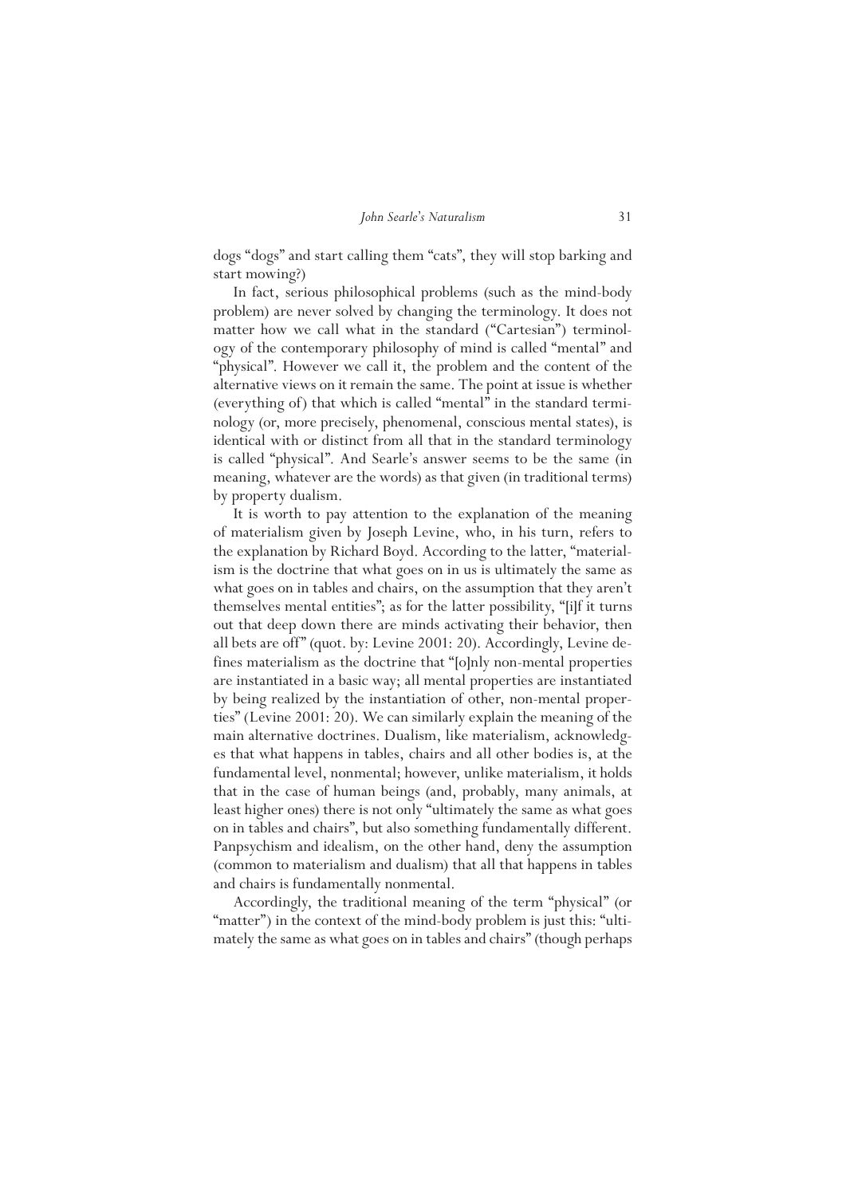dogs "dogs" and start calling them "cats", they will stop barking and start mowing?)

In fact, serious philosophical problems (such as the mind-body problem) are never solved by changing the terminology. It does not matter how we call what in the standard ("Cartesian") terminology of the contemporary philosophy of mind is called "mental" and "physical". However we call it, the problem and the content of the alternative views on it remain the same. The point at issue is whether (everything of) that which is called "mental" in the standard terminology (or, more precisely, phenomenal, conscious mental states), is identical with or distinct from all that in the standard terminology is called "physical". And Searle's answer seems to be the same (in meaning, whatever are the words) as that given (in traditional terms) by property dualism.

It is worth to pay attention to the explanation of the meaning of materialism given by Joseph Levine, who, in his turn, refers to the explanation by Richard Boyd. According to the latter, "materialism is the doctrine that what goes on in us is ultimately the same as what goes on in tables and chairs, on the assumption that they aren't themselves mental entities"; as for the latter possibility, "[i]f it turns out that deep down there are minds activating their behavior, then all bets are off" (quot. by: Levine 2001: 20). Accordingly, Levine defines materialism as the doctrine that "[o]nly non-mental properties are instantiated in a basic way; all mental properties are instantiated by being realized by the instantiation of other, non-mental properties" (Levine 2001: 20). We can similarly explain the meaning of the main alternative doctrines. Dualism, like materialism, acknowledges that what happens in tables, chairs and all other bodies is, at the fundamental level, nonmental; however, unlike materialism, it holds that in the case of human beings (and, probably, many animals, at least higher ones) there is not only "ultimately the same as what goes on in tables and chairs", but also something fundamentally different. Panpsychism and idealism, on the other hand, deny the assumption (common to materialism and dualism) that all that happens in tables and chairs is fundamentally nonmental.

Accordingly, the traditional meaning of the term "physical" (or "matter") in the context of the mind-body problem is just this: "ultimately the same as what goes on in tables and chairs" (though perhaps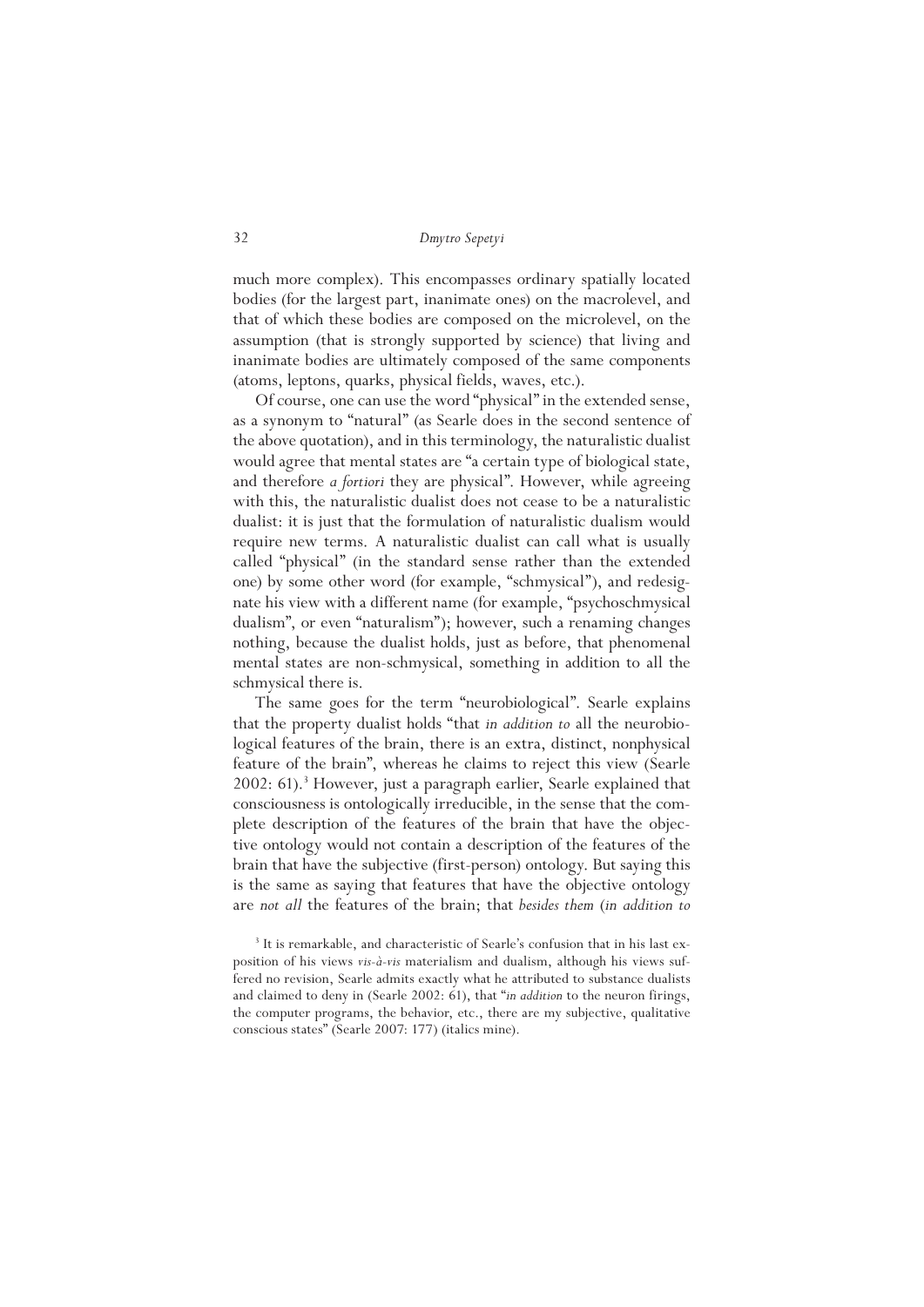much more complex). This encompasses ordinary spatially located bodies (for the largest part, inanimate ones) on the macrolevel, and that of which these bodies are composed on the microlevel, on the assumption (that is strongly supported by science) that living and inanimate bodies are ultimately composed of the same components (atoms, leptons, quarks, physical fields, waves, etc.).

Of course, one can use the word "physical" in the extended sense, as a synonym to "natural" (as Searle does in the second sentence of the above quotation), and in this terminology, the naturalistic dualist would agree that mental states are "a certain type of biological state, and therefore *a fortiori* they are physical". However, while agreeing with this, the naturalistic dualist does not cease to be a naturalistic dualist: it is just that the formulation of naturalistic dualism would require new terms. A naturalistic dualist can call what is usually called "physical" (in the standard sense rather than the extended one) by some other word (for example, "schmysical"), and redesignate his view with a different name (for example, "psychoschmysical dualism", or even "naturalism"); however, such a renaming changes nothing, because the dualist holds, just as before, that phenomenal mental states are non-schmysical, something in addition to all the schmysical there is.

The same goes for the term "neurobiological". Searle explains that the property dualist holds "that *in addition to* all the neurobiological features of the brain, there is an extra, distinct, nonphysical feature of the brain", whereas he claims to reject this view (Searle 2002: 61).[3] However, just a paragraph earlier, Searle explained that consciousness is ontologically irreducible, in the sense that the complete description of the features of the brain that have the objective ontology would not contain a description of the features of the brain that have the subjective (first-person) ontology. But saying this is the same as saying that features that have the objective ontology are *not all* the features of the brain; that *besides them* (*in addition to*

[3] It is remarkable, and characteristic of Searle's confusion that in his last exposition of his views *vis-à-vis* materialism and dualism, although his views suffered no revision, Searle admits exactly what he attributed to substance dualists and claimed to deny in (Searle 2002: 61), that "*in addition* to the neuron firings, the computer programs, the behavior, etc., there are my subjective, qualitative conscious states" (Searle 2007: 177) (italics mine).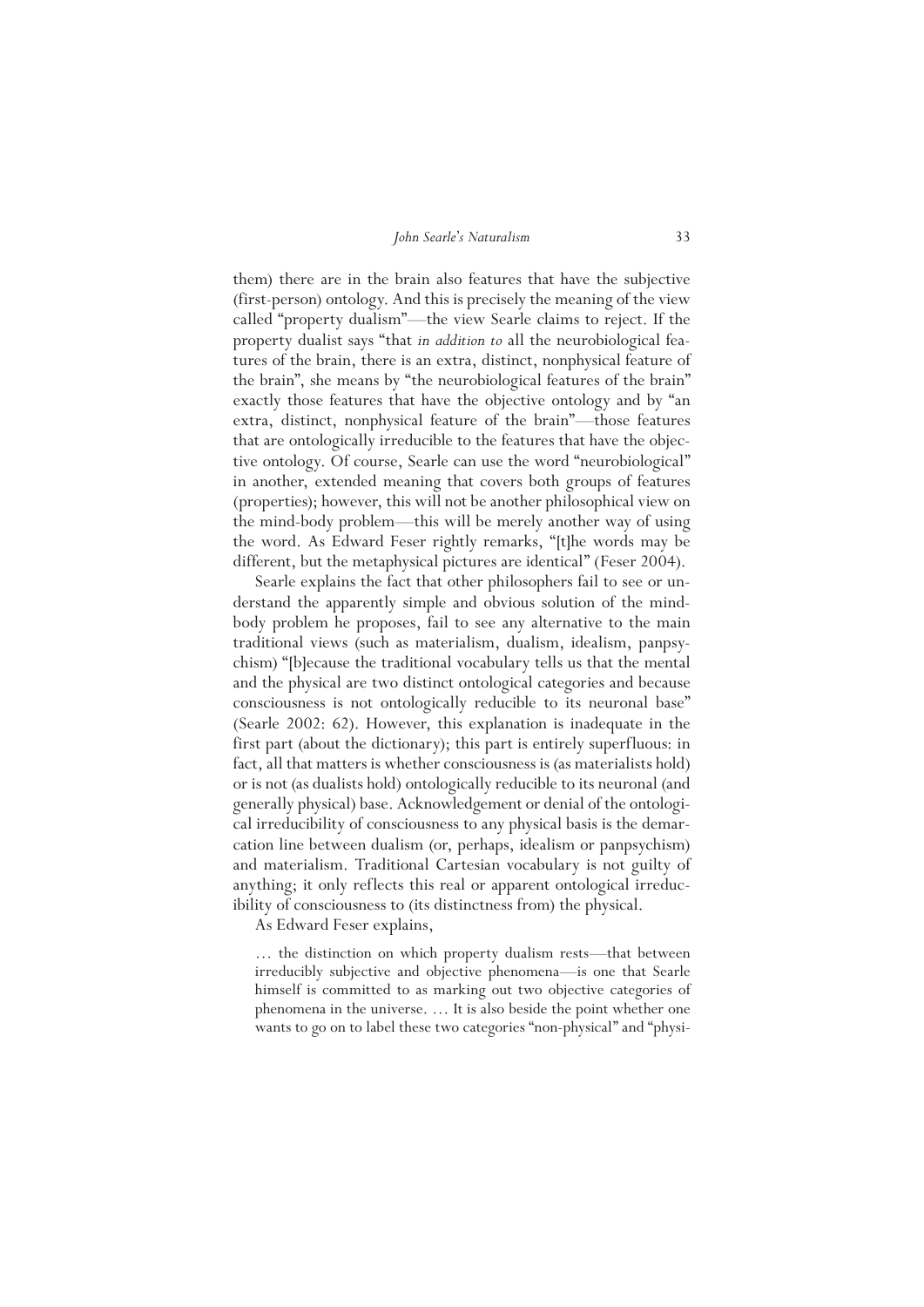them) there are in the brain also features that have the subjective (first-person) ontology. And this is precisely the meaning of the view called "property dualism"—the view Searle claims to reject. If the property dualist says "that *in addition to* all the neurobiological features of the brain, there is an extra, distinct, nonphysical feature of the brain", she means by "the neurobiological features of the brain" exactly those features that have the objective ontology and by "an extra, distinct, nonphysical feature of the brain"—those features that are ontologically irreducible to the features that have the objective ontology. Of course, Searle can use the word "neurobiological" in another, extended meaning that covers both groups of features (properties); however, this will not be another philosophical view on the mind-body problem—this will be merely another way of using the word. As Edward Feser rightly remarks, "[t]he words may be different, but the metaphysical pictures are identical" (Feser 2004).

Searle explains the fact that other philosophers fail to see or understand the apparently simple and obvious solution of the mind-body problem he proposes, fail to see any alternative to the main traditional views (such as materialism, dualism, idealism, panpsychism) "[b]ecause the traditional vocabulary tells us that the mental and the physical are two distinct ontological categories and because consciousness is not ontologically reducible to its neuronal base" (Searle 2002: 62). However, this explanation is inadequate in the first part (about the dictionary); this part is entirely superfluous: in fact, all that matters is whether consciousness is (as materialists hold) or is not (as dualists hold) ontologically reducible to its neuronal (and generally physical) base. Acknowledgement or denial of the ontological irreducibility of consciousness to any physical basis is the demarcation line between dualism (or, perhaps, idealism or panpsychism) and materialism. Traditional Cartesian vocabulary is not guilty of anything; it only reflects this real or apparent ontological irreducibility of consciousness to (its distinctness from) the physical.

As Edward Feser explains,

> … the distinction on which property dualism rests—that between irreducibly subjective and objective phenomena—is one that Searle himself is committed to as marking out two objective categories of phenomena in the universe. … It is also beside the point whether one wants to go on to label these two categories "non-physical" and "physi-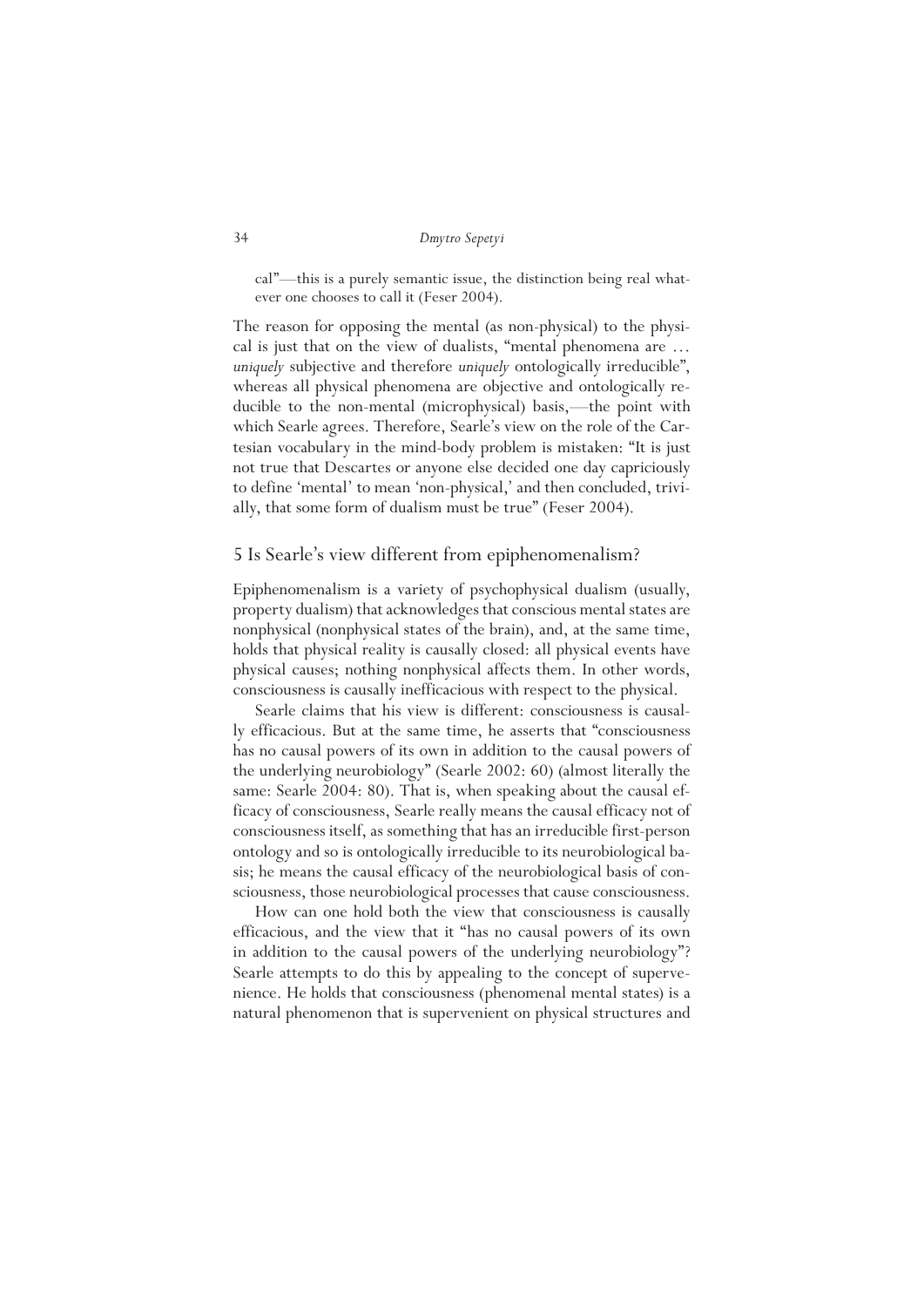cal"—this is a purely semantic issue, the distinction being real whatever one chooses to call it (Feser 2004).

The reason for opposing the mental (as non-physical) to the physical is just that on the view of dualists, "mental phenomena are … *uniquely* subjective and therefore *uniquely* ontologically irreducible", whereas all physical phenomena are objective and ontologically reducible to the non-mental (microphysical) basis,—the point with which Searle agrees. Therefore, Searle's view on the role of the Cartesian vocabulary in the mind-body problem is mistaken: "It is just not true that Descartes or anyone else decided one day capriciously to define 'mental' to mean 'non-physical,' and then concluded, trivially, that some form of dualism must be true" (Feser 2004).

## 5 Is Searle's view different from epiphenomenalism?

Epiphenomenalism is a variety of psychophysical dualism (usually, property dualism) that acknowledges that conscious mental states are nonphysical (nonphysical states of the brain), and, at the same time, holds that physical reality is causally closed: all physical events have physical causes; nothing nonphysical affects them. In other words, consciousness is causally inefficacious with respect to the physical.

Searle claims that his view is different: consciousness is causally efficacious. But at the same time, he asserts that "consciousness has no causal powers of its own in addition to the causal powers of the underlying neurobiology" (Searle 2002: 60) (almost literally the same: Searle 2004: 80). That is, when speaking about the causal efficacy of consciousness, Searle really means the causal efficacy not of consciousness itself, as something that has an irreducible first-person ontology and so is ontologically irreducible to its neurobiological basis; he means the causal efficacy of the neurobiological basis of consciousness, those neurobiological processes that cause consciousness.

How can one hold both the view that consciousness is causally efficacious, and the view that it "has no causal powers of its own in addition to the causal powers of the underlying neurobiology"? Searle attempts to do this by appealing to the concept of supervenience. He holds that consciousness (phenomenal mental states) is a natural phenomenon that is supervenient on physical structures and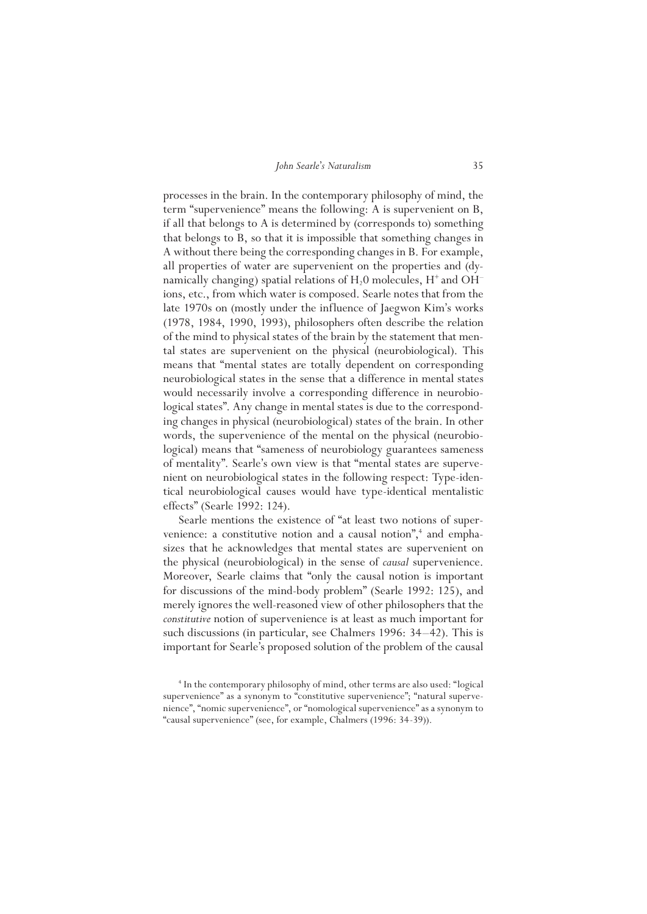processes in the brain. In the contemporary philosophy of mind, the term "supervenience" means the following: A is supervenient on B, if all that belongs to A is determined by (corresponds to) something that belongs to B, so that it is impossible that something changes in A without there being the corresponding changes in B. For example, all properties of water are supervenient on the properties and (dynamically changing) spatial relations of $H_20$ molecules, $H^+$ and $OH^-$ ions, etc., from which water is composed. Searle notes that from the late 1970s on (mostly under the influence of Jaegwon Kim's works (1978, 1984, 1990, 1993), philosophers often describe the relation of the mind to physical states of the brain by the statement that mental states are supervenient on the physical (neurobiological). This means that "mental states are totally dependent on corresponding neurobiological states in the sense that a difference in mental states would necessarily involve a corresponding difference in neurobiological states". Any change in mental states is due to the corresponding changes in physical (neurobiological) states of the brain. In other words, the supervenience of the mental on the physical (neurobiological) means that "sameness of neurobiology guarantees sameness of mentality". Searle's own view is that "mental states are supervenient on neurobiological states in the following respect: Type-identical neurobiological causes would have type-identical mentalistic effects" (Searle 1992: 124).

Searle mentions the existence of "at least two notions of supervenience: a constitutive notion and a causal notion",[4] and emphasizes that he acknowledges that mental states are supervenient on the physical (neurobiological) in the sense of *causal* supervenience. Moreover, Searle claims that "only the causal notion is important for discussions of the mind-body problem" (Searle 1992: 125), and merely ignores the well-reasoned view of other philosophers that the *constitutive* notion of supervenience is at least as much important for such discussions (in particular, see Chalmers 1996: 34–42). This is important for Searle's proposed solution of the problem of the causal

[4] In the contemporary philosophy of mind, other terms are also used: "logical supervenience" as a synonym to "constitutive supervenience"; "natural supervenience", "nomic supervenience", or "nomological supervenience" as a synonym to "causal supervenience" (see, for example, Chalmers (1996: 34-39)).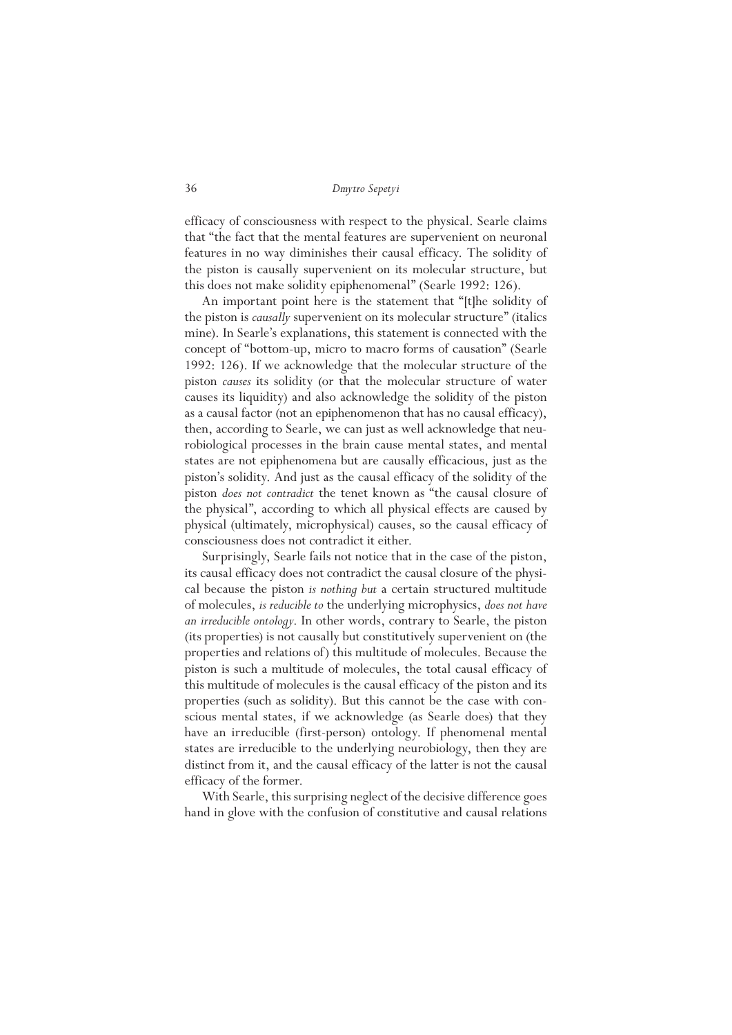efficacy of consciousness with respect to the physical. Searle claims that "the fact that the mental features are supervenient on neuronal features in no way diminishes their causal efficacy. The solidity of the piston is causally supervenient on its molecular structure, but this does not make solidity epiphenomenal" (Searle 1992: 126).

An important point here is the statement that "[t]he solidity of the piston is *causally* supervenient on its molecular structure" (italics mine). In Searle's explanations, this statement is connected with the concept of "bottom-up, micro to macro forms of causation" (Searle 1992: 126). If we acknowledge that the molecular structure of the piston *causes* its solidity (or that the molecular structure of water causes its liquidity) and also acknowledge the solidity of the piston as a causal factor (not an epiphenomenon that has no causal efficacy), then, according to Searle, we can just as well acknowledge that neurobiological processes in the brain cause mental states, and mental states are not epiphenomena but are causally efficacious, just as the piston's solidity. And just as the causal efficacy of the solidity of the piston *does not contradict* the tenet known as "the causal closure of the physical", according to which all physical effects are caused by physical (ultimately, microphysical) causes, so the causal efficacy of consciousness does not contradict it either.

Surprisingly, Searle fails not notice that in the case of the piston, its causal efficacy does not contradict the causal closure of the physical because the piston *is nothing but* a certain structured multitude of molecules, *is reducible to* the underlying microphysics, *does not have an irreducible ontology*. In other words, contrary to Searle, the piston (its properties) is not causally but constitutively supervenient on (the properties and relations of) this multitude of molecules. Because the piston is such a multitude of molecules, the total causal efficacy of this multitude of molecules is the causal efficacy of the piston and its properties (such as solidity). But this cannot be the case with conscious mental states, if we acknowledge (as Searle does) that they have an irreducible (first-person) ontology. If phenomenal mental states are irreducible to the underlying neurobiology, then they are distinct from it, and the causal efficacy of the latter is not the causal efficacy of the former.

With Searle, this surprising neglect of the decisive difference goes hand in glove with the confusion of constitutive and causal relations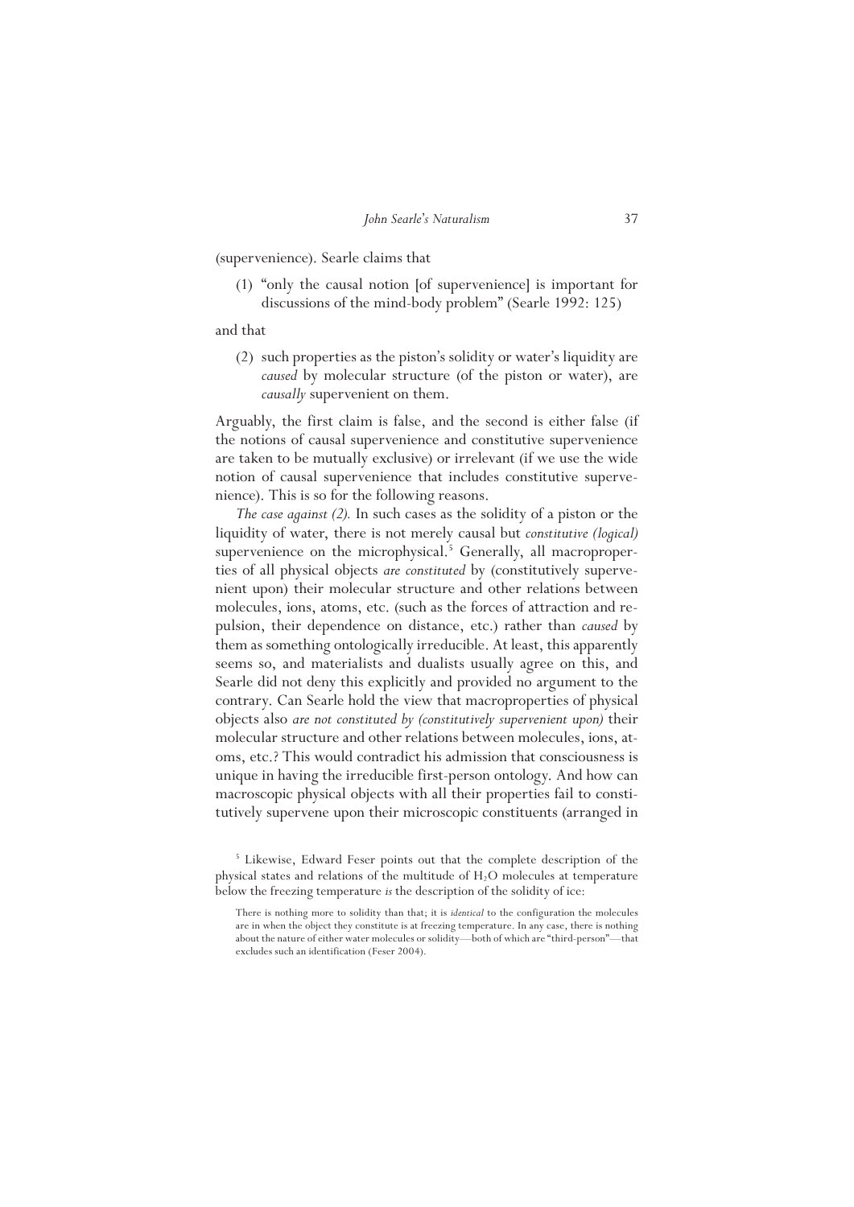(supervenience). Searle claims that

(1) "only the causal notion [of supervenience] is important for discussions of the mind-body problem" (Searle 1992: 125)

and that

(2) such properties as the piston's solidity or water's liquidity are *caused* by molecular structure (of the piston or water), are *causally* supervenient on them.

Arguably, the first claim is false, and the second is either false (if the notions of causal supervenience and constitutive supervenience are taken to be mutually exclusive) or irrelevant (if we use the wide notion of causal supervenience that includes constitutive supervenience). This is so for the following reasons.

*The case against (2).* In such cases as the solidity of a piston or the liquidity of water, there is not merely causal but *constitutive (logical)* supervenience on the microphysical.[5] Generally, all macroproperties of all physical objects *are constituted* by (constitutively supervenient upon) their molecular structure and other relations between molecules, ions, atoms, etc. (such as the forces of attraction and repulsion, their dependence on distance, etc.) rather than *caused* by them as something ontologically irreducible. At least, this apparently seems so, and materialists and dualists usually agree on this, and Searle did not deny this explicitly and provided no argument to the contrary. Can Searle hold the view that macroproperties of physical objects also *are not constituted by (constitutively supervenient upon)* their molecular structure and other relations between molecules, ions, atoms, etc.? This would contradict his admission that consciousness is unique in having the irreducible first-person ontology. And how can macroscopic physical objects with all their properties fail to constitutively supervene upon their microscopic constituents (arranged in

[5] Likewise, Edward Feser points out that the complete description of the physical states and relations of the multitude of $H_2O$ molecules at temperature below the freezing temperature *is* the description of the solidity of ice:

> There is nothing more to solidity than that; it is *identical* to the configuration the molecules are in when the object they constitute is at freezing temperature. In any case, there is nothing about the nature of either water molecules or solidity—both of which are "third-person"—that excludes such an identification (Feser 2004).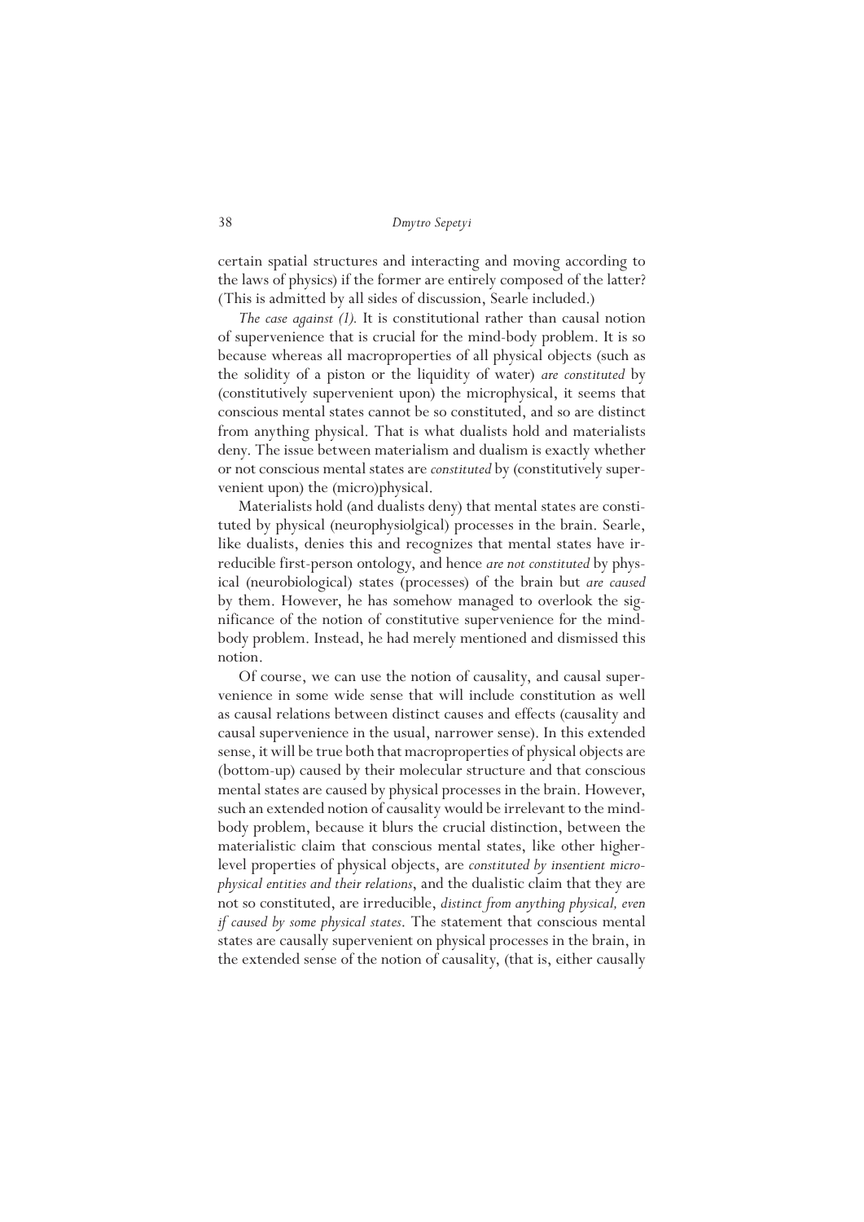certain spatial structures and interacting and moving according to the laws of physics) if the former are entirely composed of the latter? (This is admitted by all sides of discussion, Searle included.)

*The case against (1).* It is constitutional rather than causal notion of supervenience that is crucial for the mind-body problem. It is so because whereas all macroproperties of all physical objects (such as the solidity of a piston or the liquidity of water) *are constituted* by (constitutively supervenient upon) the microphysical, it seems that conscious mental states cannot be so constituted, and so are distinct from anything physical. That is what dualists hold and materialists deny. The issue between materialism and dualism is exactly whether or not conscious mental states are *constituted* by (constitutively supervenient upon) the (micro)physical.

Materialists hold (and dualists deny) that mental states are constituted by physical (neurophysiolgical) processes in the brain. Searle, like dualists, denies this and recognizes that mental states have irreducible first-person ontology, and hence *are not constituted* by physical (neurobiological) states (processes) of the brain but *are caused* by them. However, he has somehow managed to overlook the significance of the notion of constitutive supervenience for the mind-body problem. Instead, he had merely mentioned and dismissed this notion.

Of course, we can use the notion of causality, and causal supervenience in some wide sense that will include constitution as well as causal relations between distinct causes and effects (causality and causal supervenience in the usual, narrower sense). In this extended sense, it will be true both that macroproperties of physical objects are (bottom-up) caused by their molecular structure and that conscious mental states are caused by physical processes in the brain. However, such an extended notion of causality would be irrelevant to the mind-body problem, because it blurs the crucial distinction, between the materialistic claim that conscious mental states, like other higher-level properties of physical objects, are *constituted by insentient microphysical entities and their relations*, and the dualistic claim that they are not so constituted, are irreducible, *distinct from anything physical, even if caused by some physical states*. The statement that conscious mental states are causally supervenient on physical processes in the brain, in the extended sense of the notion of causality, (that is, either causally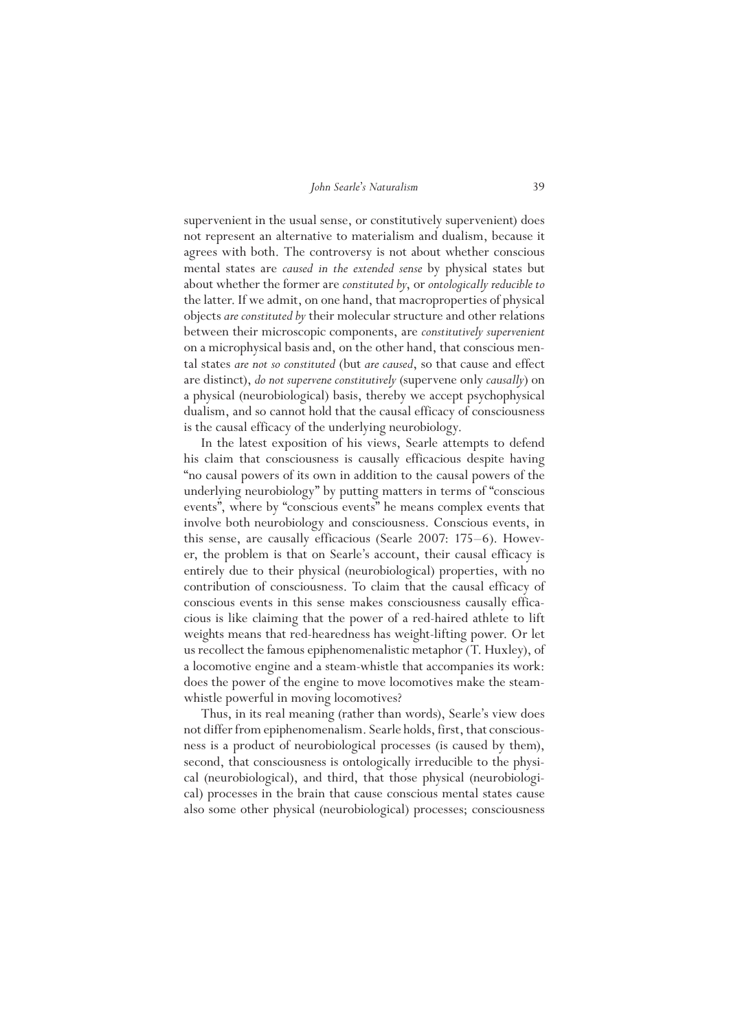supervenient in the usual sense, or constitutively supervenient) does not represent an alternative to materialism and dualism, because it agrees with both. The controversy is not about whether conscious mental states are *caused in the extended sense* by physical states but about whether the former are *constituted by*, or *ontologically reducible to* the latter. If we admit, on one hand, that macroproperties of physical objects *are constituted by* their molecular structure and other relations between their microscopic components, are *constitutively supervenient* on a microphysical basis and, on the other hand, that conscious mental states *are not so constituted* (but *are caused*, so that cause and effect are distinct), *do not supervene constitutively* (supervene only *causally*) on a physical (neurobiological) basis, thereby we accept psychophysical dualism, and so cannot hold that the causal efficacy of consciousness is the causal efficacy of the underlying neurobiology.

In the latest exposition of his views, Searle attempts to defend his claim that consciousness is causally efficacious despite having "no causal powers of its own in addition to the causal powers of the underlying neurobiology" by putting matters in terms of "conscious events", where by "conscious events" he means complex events that involve both neurobiology and consciousness. Conscious events, in this sense, are causally efficacious (Searle 2007: 175–6). However, the problem is that on Searle's account, their causal efficacy is entirely due to their physical (neurobiological) properties, with no contribution of consciousness. To claim that the causal efficacy of conscious events in this sense makes consciousness causally efficacious is like claiming that the power of a red-haired athlete to lift weights means that red-hearedness has weight-lifting power. Or let us recollect the famous epiphenomenalistic metaphor (T. Huxley), of a locomotive engine and a steam-whistle that accompanies its work: does the power of the engine to move locomotives make the steam-whistle powerful in moving locomotives?

Thus, in its real meaning (rather than words), Searle's view does not differ from epiphenomenalism. Searle holds, first, that consciousness is a product of neurobiological processes (is caused by them), second, that consciousness is ontologically irreducible to the physical (neurobiological), and third, that those physical (neurobiological) processes in the brain that cause conscious mental states cause also some other physical (neurobiological) processes; consciousness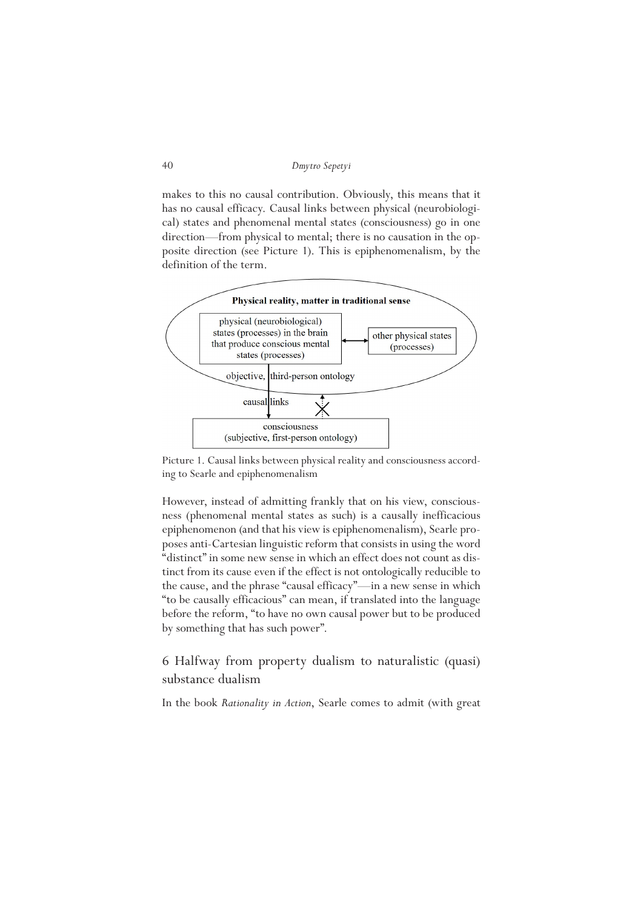makes to this no causal contribution. Obviously, this means that it has no causal efficacy. Causal links between physical (neurobiological) states and phenomenal mental states (consciousness) go in one direction—from physical to mental; there is no causation in the opposite direction (see Picture 1). This is epiphenomenalism, by the definition of the term.

Picture 1. Causal links between physical reality and consciousness according to Searle and epiphenomenalism

However, instead of admitting frankly that on his view, consciousness (phenomenal mental states as such) is a causally inefficacious epiphenomenon (and that his view is epiphenomenalism), Searle proposes anti-Cartesian linguistic reform that consists in using the word "distinct" in some new sense in which an effect does not count as distinct from its cause even if the effect is not ontologically reducible to the cause, and the phrase "causal efficacy"—in a new sense in which "to be causally efficacious" can mean, if translated into the language before the reform, "to have no own causal power but to be produced by something that has such power".

## 6 Halfway from property dualism to naturalistic (quasi) substance dualism

In the book *Rationality in Action*, Searle comes to admit (with great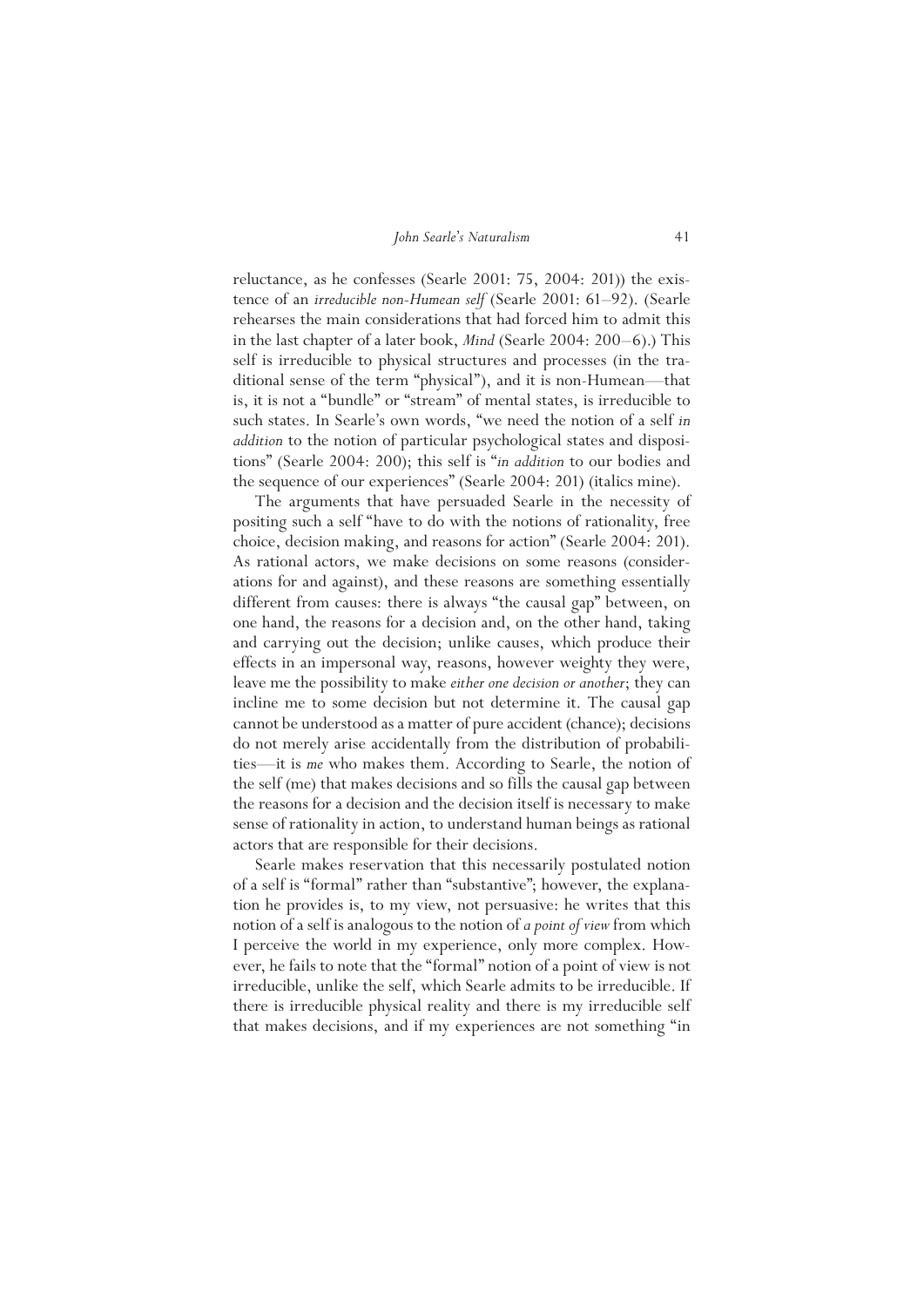reluctance, as he confesses (Searle 2001: 75, 2004: 201)) the existence of an *irreducible non-Humean self* (Searle 2001: 61–92). (Searle rehearses the main considerations that had forced him to admit this in the last chapter of a later book, *Mind* (Searle 2004: 200–6).) This self is irreducible to physical structures and processes (in the traditional sense of the term "physical"), and it is non-Humean—that is, it is not a "bundle" or "stream" of mental states, is irreducible to such states. In Searle's own words, "we need the notion of a self *in addition* to the notion of particular psychological states and dispositions" (Searle 2004: 200); this self is "*in addition* to our bodies and the sequence of our experiences" (Searle 2004: 201) (italics mine).

The arguments that have persuaded Searle in the necessity of positing such a self "have to do with the notions of rationality, free choice, decision making, and reasons for action" (Searle 2004: 201). As rational actors, we make decisions on some reasons (considerations for and against), and these reasons are something essentially different from causes: there is always "the causal gap" between, on one hand, the reasons for a decision and, on the other hand, taking and carrying out the decision; unlike causes, which produce their effects in an impersonal way, reasons, however weighty they were, leave me the possibility to make *either one decision or another*; they can incline me to some decision but not determine it. The causal gap cannot be understood as a matter of pure accident (chance); decisions do not merely arise accidentally from the distribution of probabilities—it is *me* who makes them. According to Searle, the notion of the self (me) that makes decisions and so fills the causal gap between the reasons for a decision and the decision itself is necessary to make sense of rationality in action, to understand human beings as rational actors that are responsible for their decisions.

Searle makes reservation that this necessarily postulated notion of a self is "formal" rather than "substantive"; however, the explanation he provides is, to my view, not persuasive: he writes that this notion of a self is analogous to the notion of *a point of view* from which I perceive the world in my experience, only more complex. However, he fails to note that the "formal" notion of a point of view is not irreducible, unlike the self, which Searle admits to be irreducible. If there is irreducible physical reality and there is my irreducible self that makes decisions, and if my experiences are not something "in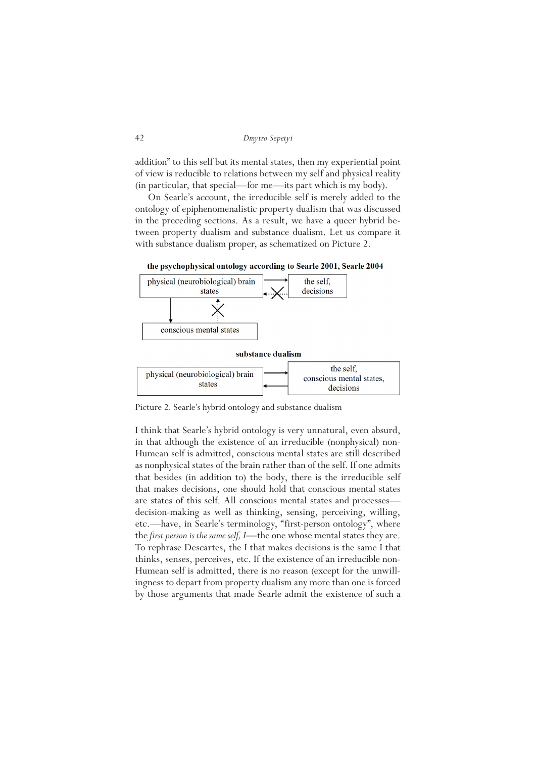addition" to this self but its mental states, then my experiential point of view is reducible to relations between my self and physical reality (in particular, that special—for me—its part which is my body).

On Searle's account, the irreducible self is merely added to the ontology of epiphenomenalistic property dualism that was discussed in the preceding sections. As a result, we have a queer hybrid between property dualism and substance dualism. Let us compare it with substance dualism proper, as schematized on Picture 2.

**the psychophysical ontology according to Searle 2001, Searle 2004**

physical (neurobiological) brain states → the self, decisions (reverse arrow crossed out)

physical (neurobiological) brain states → conscious mental states (reverse arrow crossed out)

**substance dualism**

physical (neurobiological) brain states ⇄ the self, conscious mental states, decisions

Picture 2. Searle's hybrid ontology and substance dualism

I think that Searle's hybrid ontology is very unnatural, even absurd, in that although the existence of an irreducible (nonphysical) non-Humean self is admitted, conscious mental states are still described as nonphysical states of the brain rather than of the self. If one admits that besides (in addition to) the body, there is the irreducible self that makes decisions, one should hold that conscious mental states are states of this self. All conscious mental states and processes—decision-making as well as thinking, sensing, perceiving, willing, etc.—have, in Searle's terminology, "first-person ontology", where the *first person is the same self, I*—the one whose mental states they are. To rephrase Descartes, the I that makes decisions is the same I that thinks, senses, perceives, etc. If the existence of an irreducible non-Humean self is admitted, there is no reason (except for the unwillingness to depart from property dualism any more than one is forced by those arguments that made Searle admit the existence of such a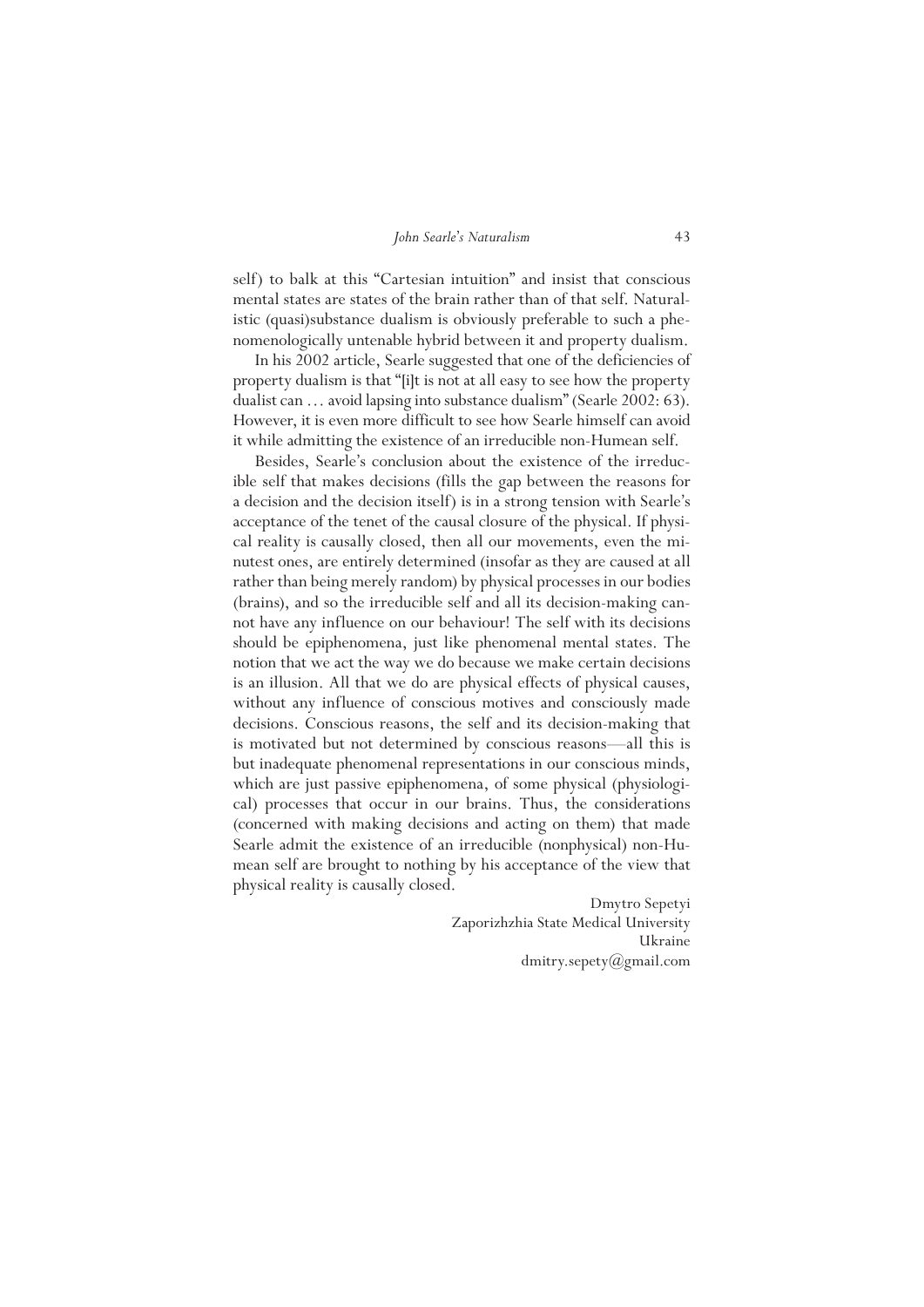self) to balk at this "Cartesian intuition" and insist that conscious mental states are states of the brain rather than of that self. Naturalistic (quasi)substance dualism is obviously preferable to such a phenomenologically untenable hybrid between it and property dualism.

In his 2002 article, Searle suggested that one of the deficiencies of property dualism is that "[i]t is not at all easy to see how the property dualist can … avoid lapsing into substance dualism" (Searle 2002: 63). However, it is even more difficult to see how Searle himself can avoid it while admitting the existence of an irreducible non-Humean self.

Besides, Searle's conclusion about the existence of the irreducible self that makes decisions (fills the gap between the reasons for a decision and the decision itself) is in a strong tension with Searle's acceptance of the tenet of the causal closure of the physical. If physical reality is causally closed, then all our movements, even the minutest ones, are entirely determined (insofar as they are caused at all rather than being merely random) by physical processes in our bodies (brains), and so the irreducible self and all its decision-making cannot have any influence on our behaviour! The self with its decisions should be epiphenomena, just like phenomenal mental states. The notion that we act the way we do because we make certain decisions is an illusion. All that we do are physical effects of physical causes, without any influence of conscious motives and consciously made decisions. Conscious reasons, the self and its decision-making that is motivated but not determined by conscious reasons—all this is but inadequate phenomenal representations in our conscious minds, which are just passive epiphenomena, of some physical (physiological) processes that occur in our brains. Thus, the considerations (concerned with making decisions and acting on them) that made Searle admit the existence of an irreducible (nonphysical) non-Humean self are brought to nothing by his acceptance of the view that physical reality is causally closed.

Dmytro Sepetyi
Zaporizhzhia State Medical University
Ukraine
dmitry.sepety@gmail.com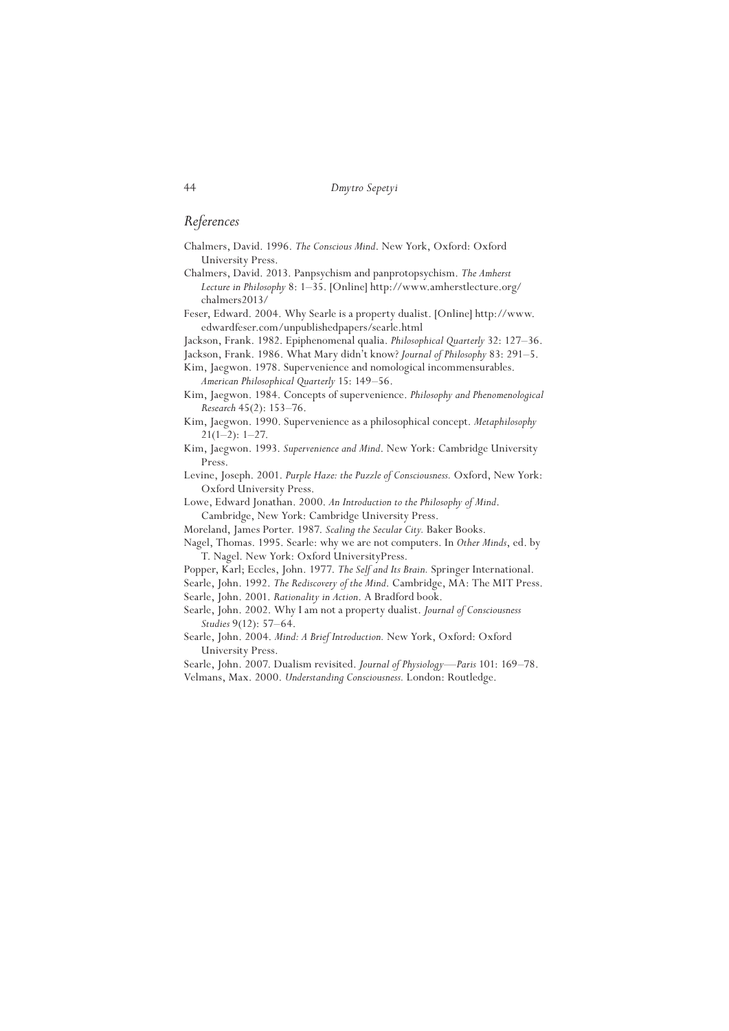## *References*

Chalmers, David. 1996. *The Conscious Mind*. New York, Oxford: Oxford University Press.

Chalmers, David. 2013. Panpsychism and panprotopsychism. *The Amherst Lecture in Philosophy* 8: 1–35. [Online] http://www.amherstlecture.org/chalmers2013/

Feser, Edward. 2004. Why Searle is a property dualist. [Online] http://www.edwardfeser.com/unpublishedpapers/searle.html

Jackson, Frank. 1982. Epiphenomenal qualia. *Philosophical Quarterly* 32: 127–36.

Jackson, Frank. 1986. What Mary didn't know? *Journal of Philosophy* 83: 291–5.

Kim, Jaegwon. 1978. Supervenience and nomological incommensurables. *American Philosophical Quarterly* 15: 149–56.

Kim, Jaegwon. 1984. Concepts of supervenience. *Philosophy and Phenomenological Research* 45(2): 153–76.

Kim, Jaegwon. 1990. Supervenience as a philosophical concept. *Metaphilosophy* 21(1–2): 1–27.

Kim, Jaegwon. 1993. *Supervenience and Mind*. New York: Cambridge University Press.

Levine, Joseph. 2001. *Purple Haze: the Puzzle of Consciousness.* Oxford, New York: Oxford University Press.

Lowe, Edward Jonathan. 2000. *An Introduction to the Philosophy of Mind*. Cambridge, New York: Cambridge University Press.

Moreland, James Porter. 1987. *Scaling the Secular City.* Baker Books.

Nagel, Thomas. 1995. Searle: why we are not computers. In *Other Minds*, ed. by T. Nagel. New York: Oxford UniversityPress.

Popper, Karl; Eccles, John. 1977. *The Self and Its Brain.* Springer International.

Searle, John. 1992. *The Rediscovery of the Mind*. Cambridge, MA: The MIT Press.

Searle, John. 2001. *Rationality in Action*. A Bradford book.

Searle, John. 2002. Why I am not a property dualist. *Journal of Consciousness Studies* 9(12): 57–64.

Searle, John. 2004. *Mind: A Brief Introduction.* New York, Oxford: Oxford University Press.

Searle, John. 2007. Dualism revisited. *Journal of Physiology—Paris* 101: 169–78.

Velmans, Max. 2000. *Understanding Consciousness.* London: Routledge.